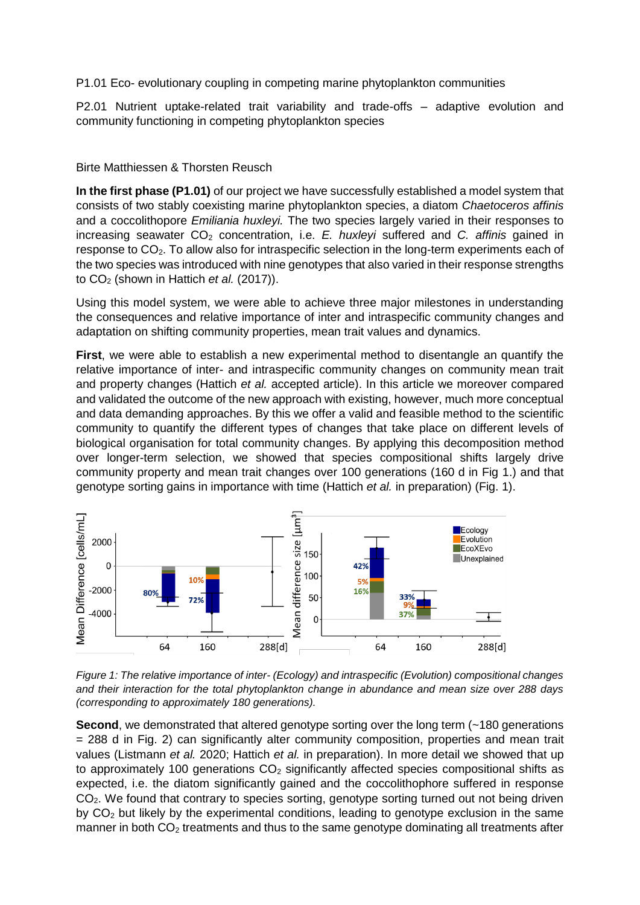P1.01 Eco- evolutionary coupling in competing marine phytoplankton communities

P2.01 Nutrient uptake-related trait variability and trade-offs – adaptive evolution and community functioning in competing phytoplankton species

Birte Matthiessen & Thorsten Reusch

**In the first phase (P1.01)** of our project we have successfully established a model system that consists of two stably coexisting marine phytoplankton species, a diatom *Chaetoceros affinis* and a coccolithopore *Emiliania huxleyi.* The two species largely varied in their responses to increasing seawater $CO_2$ concentration, i.e. *E. huxleyi* suffered and *C. affinis* gained in response to $CO_2$. To allow also for intraspecific selection in the long-term experiments each of the two species was introduced with nine genotypes that also varied in their response strengths to $CO_2$ (shown in Hattich *et al.* (2017)).

Using this model system, we were able to achieve three major milestones in understanding the consequences and relative importance of inter and intraspecific community changes and adaptation on shifting community properties, mean trait values and dynamics.

**First**, we were able to establish a new experimental method to disentangle an quantify the relative importance of inter- and intraspecific community changes on community mean trait and property changes (Hattich *et al.* accepted article). In this article we moreover compared and validated the outcome of the new approach with existing, however, much more conceptual and data demanding approaches. By this we offer a valid and feasible method to the scientific community to quantify the different types of changes that take place on different levels of biological organisation for total community changes. By applying this decomposition method over longer-term selection, we showed that species compositional shifts largely drive community property and mean trait changes over 100 generations (160 d in Fig 1.) and that genotype sorting gains in importance with time (Hattich *et al.* in preparation) (Fig. 1).

*Figure 1: The relative importance of inter- (Ecology) and intraspecific (Evolution) compositional changes and their interaction for the total phytoplankton change in abundance and mean size over 288 days (corresponding to approximately 180 generations).*

**Second**, we demonstrated that altered genotype sorting over the long term (~180 generations = 288 d in Fig. 2) can significantly alter community composition, properties and mean trait values (Listmann *et al.* 2020; Hattich *et al.* in preparation). In more detail we showed that up to approximately 100 generations $CO_2$ significantly affected species compositional shifts as expected, i.e. the diatom significantly gained and the coccolithophore suffered in response $CO_2$. We found that contrary to species sorting, genotype sorting turned out not being driven by $CO_2$ but likely by the experimental conditions, leading to genotype exclusion in the same manner in both $CO_2$ treatments and thus to the same genotype dominating all treatments after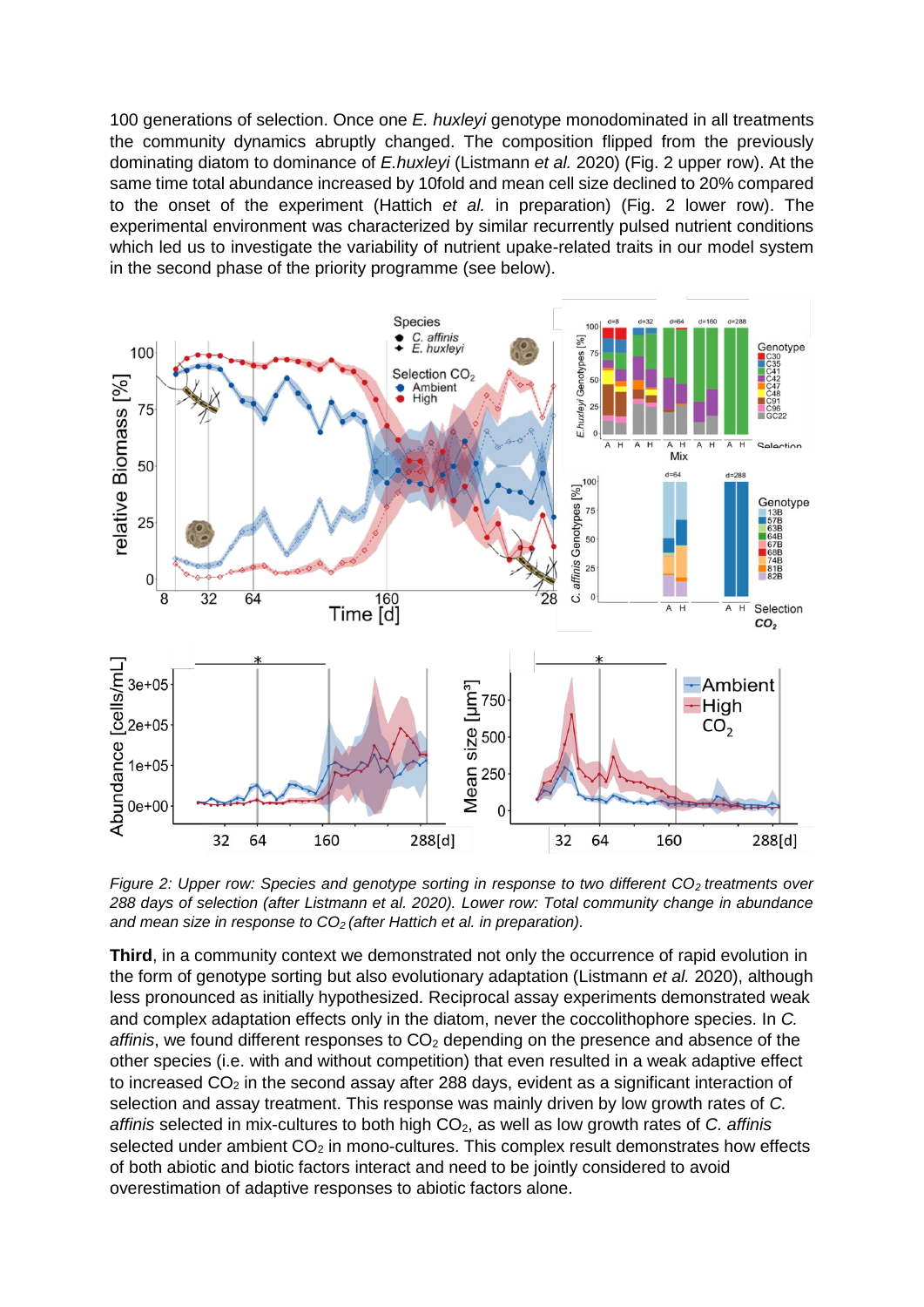100 generations of selection. Once one *E. huxleyi* genotype monodominated in all treatments the community dynamics abruptly changed. The composition flipped from the previously dominating diatom to dominance of *E.huxleyi* (Listmann *et al.* 2020) (Fig. 2 upper row). At the same time total abundance increased by 10fold and mean cell size declined to 20% compared to the onset of the experiment (Hattich *et al.* in preparation) (Fig. 2 lower row). The experimental environment was characterized by similar recurrently pulsed nutrient conditions which led us to investigate the variability of nutrient upake-related traits in our model system in the second phase of the priority programme (see below).

*Figure 2: Upper row: Species and genotype sorting in response to two different $CO_2$ treatments over 288 days of selection (after Listmann et al. 2020). Lower row: Total community change in abundance and mean size in response to $CO_2$ (after Hattich et al. in preparation).*

**Third**, in a community context we demonstrated not only the occurrence of rapid evolution in the form of genotype sorting but also evolutionary adaptation (Listmann *et al.* 2020), although less pronounced as initially hypothesized. Reciprocal assay experiments demonstrated weak and complex adaptation effects only in the diatom, never the coccolithophore species. In *C. affinis*, we found different responses to $CO_2$ depending on the presence and absence of the other species (i.e. with and without competition) that even resulted in a weak adaptive effect to increased $CO_2$ in the second assay after 288 days, evident as a significant interaction of selection and assay treatment. This response was mainly driven by low growth rates of *C. affinis* selected in mix-cultures to both high $CO_2$, as well as low growth rates of *C. affinis* selected under ambient $CO_2$ in mono-cultures. This complex result demonstrates how effects of both abiotic and biotic factors interact and need to be jointly considered to avoid overestimation of adaptive responses to abiotic factors alone.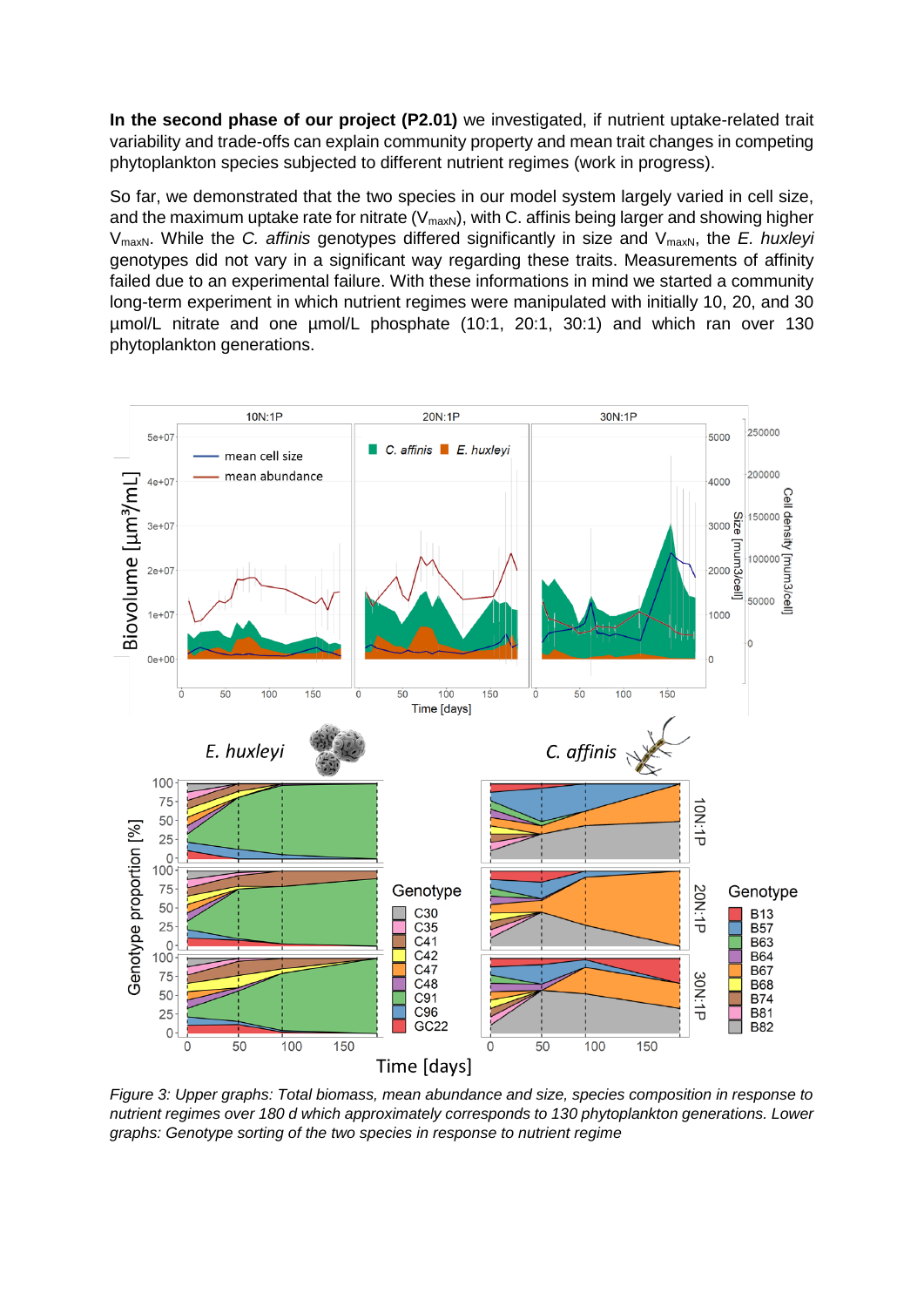**In the second phase of our project (P2.01)** we investigated, if nutrient uptake-related trait variability and trade-offs can explain community property and mean trait changes in competing phytoplankton species subjected to different nutrient regimes (work in progress).

So far, we demonstrated that the two species in our model system largely varied in cell size, and the maximum uptake rate for nitrate ($V_{maxN}$), with C. affinis being larger and showing higher $V_{maxN}$. While the *C. affinis* genotypes differed significantly in size and $V_{maxN}$, the *E. huxleyi* genotypes did not vary in a significant way regarding these traits. Measurements of affinity failed due to an experimental failure. With these informations in mind we started a community long-term experiment in which nutrient regimes were manipulated with initially 10, 20, and 30 µmol/L nitrate and one µmol/L phosphate (10:1, 20:1, 30:1) and which ran over 130 phytoplankton generations.

*Figure 3: Upper graphs: Total biomass, mean abundance and size, species composition in response to nutrient regimes over 180 d which approximately corresponds to 130 phytoplankton generations. Lower graphs: Genotype sorting of the two species in response to nutrient regime*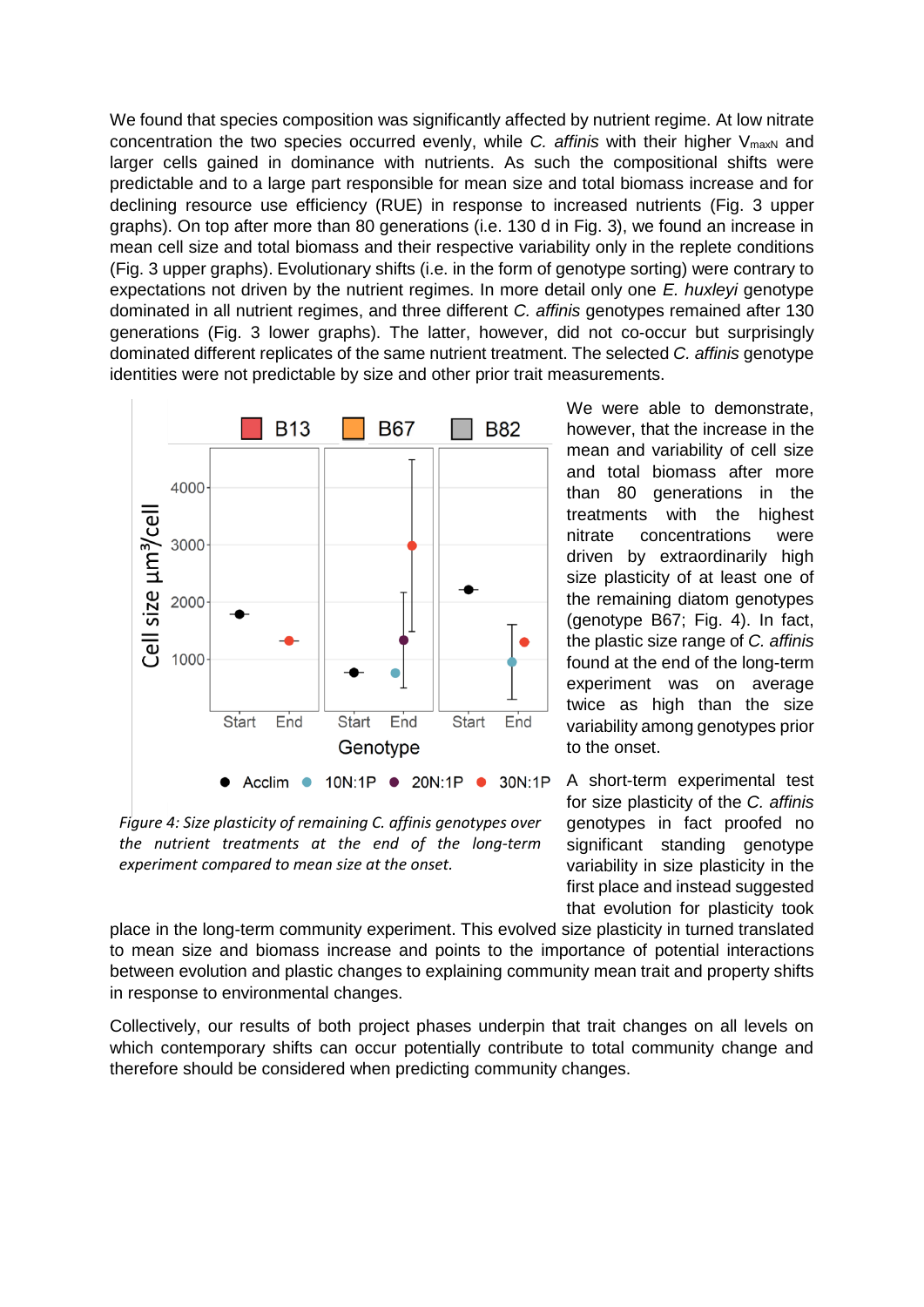We found that species composition was significantly affected by nutrient regime. At low nitrate concentration the two species occurred evenly, while *C. affinis* with their higher $V_{maxN}$ and larger cells gained in dominance with nutrients. As such the compositional shifts were predictable and to a large part responsible for mean size and total biomass increase and for declining resource use efficiency (RUE) in response to increased nutrients (Fig. 3 upper graphs). On top after more than 80 generations (i.e. 130 d in Fig. 3), we found an increase in mean cell size and total biomass and their respective variability only in the replete conditions (Fig. 3 upper graphs). Evolutionary shifts (i.e. in the form of genotype sorting) were contrary to expectations not driven by the nutrient regimes. In more detail only one *E. huxleyi* genotype dominated in all nutrient regimes, and three different *C. affinis* genotypes remained after 130 generations (Fig. 3 lower graphs). The latter, however, did not co-occur but surprisingly dominated different replicates of the same nutrient treatment. The selected *C. affinis* genotype identities were not predictable by size and other prior trait measurements.

*Figure 4: Size plasticity of remaining C. affinis genotypes over the nutrient treatments at the end of the long-term experiment compared to mean size at the onset.*

We were able to demonstrate, however, that the increase in the mean and variability of cell size and total biomass after more than 80 generations in the treatments with the highest nitrate concentrations were driven by extraordinarily high size plasticity of at least one of the remaining diatom genotypes (genotype B67; Fig. 4). In fact, the plastic size range of *C. affinis* found at the end of the long-term experiment was on average twice as high than the size variability among genotypes prior to the onset.

A short-term experimental test for size plasticity of the *C. affinis* genotypes in fact proofed no significant standing genotype variability in size plasticity in the first place and instead suggested that evolution for plasticity took place in the long-term community experiment. This evolved size plasticity in turned translated to mean size and biomass increase and points to the importance of potential interactions between evolution and plastic changes to explaining community mean trait and property shifts in response to environmental changes.

Collectively, our results of both project phases underpin that trait changes on all levels on which contemporary shifts can occur potentially contribute to total community change and therefore should be considered when predicting community changes.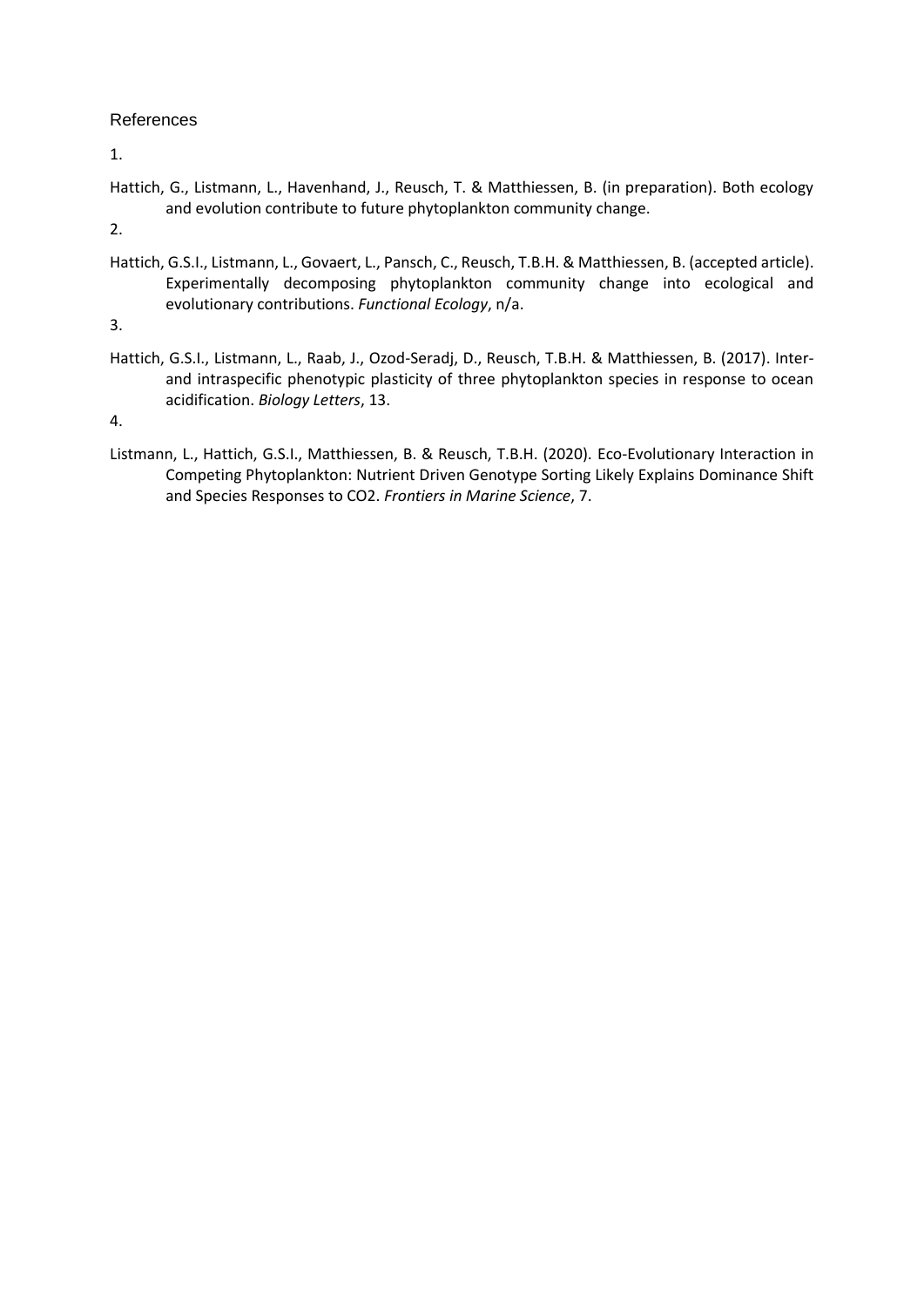## References

1.

Hattich, G., Listmann, L., Havenhand, J., Reusch, T. & Matthiessen, B. (in preparation). Both ecology and evolution contribute to future phytoplankton community change.

2.

Hattich, G.S.I., Listmann, L., Govaert, L., Pansch, C., Reusch, T.B.H. & Matthiessen, B. (accepted article). Experimentally decomposing phytoplankton community change into ecological and evolutionary contributions. *Functional Ecology*, n/a.

3.

Hattich, G.S.I., Listmann, L., Raab, J., Ozod-Seradj, D., Reusch, T.B.H. & Matthiessen, B. (2017). Inter- and intraspecific phenotypic plasticity of three phytoplankton species in response to ocean acidification. *Biology Letters*, 13.

4.

Listmann, L., Hattich, G.S.I., Matthiessen, B. & Reusch, T.B.H. (2020). Eco-Evolutionary Interaction in Competing Phytoplankton: Nutrient Driven Genotype Sorting Likely Explains Dominance Shift and Species Responses to CO2. *Frontiers in Marine Science*, 7.